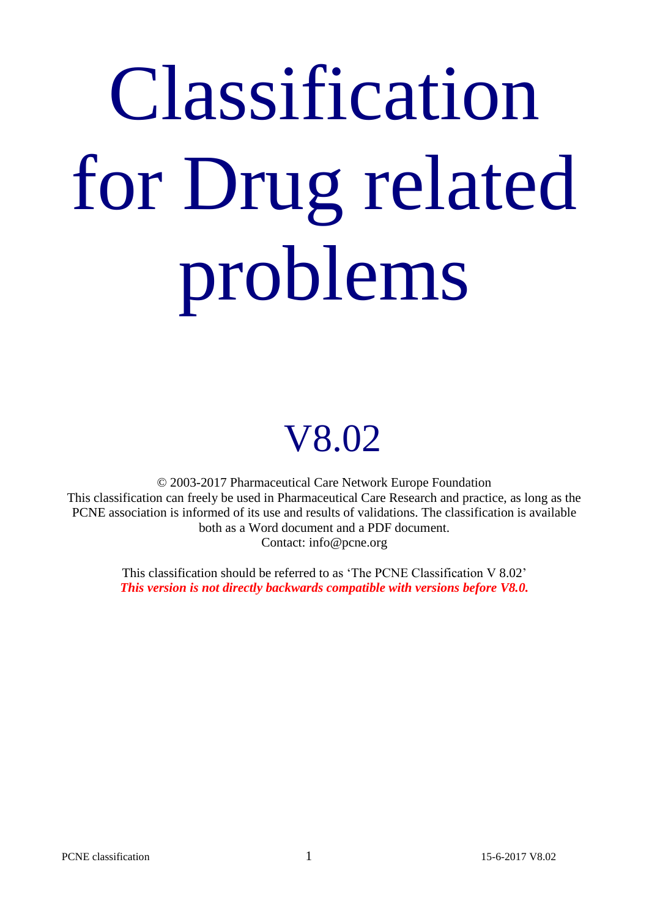# Classification for Drug related problems

## V8.02

© 2003-2017 Pharmaceutical Care Network Europe Foundation
This classification can freely be used in Pharmaceutical Care Research and practice, as long as the PCNE association is informed of its use and results of validations. The classification is available both as a Word document and a PDF document.
Contact: info@pcne.org

This classification should be referred to as 'The PCNE Classification V 8.02'
***This version is not directly backwards compatible with versions before V8.0.***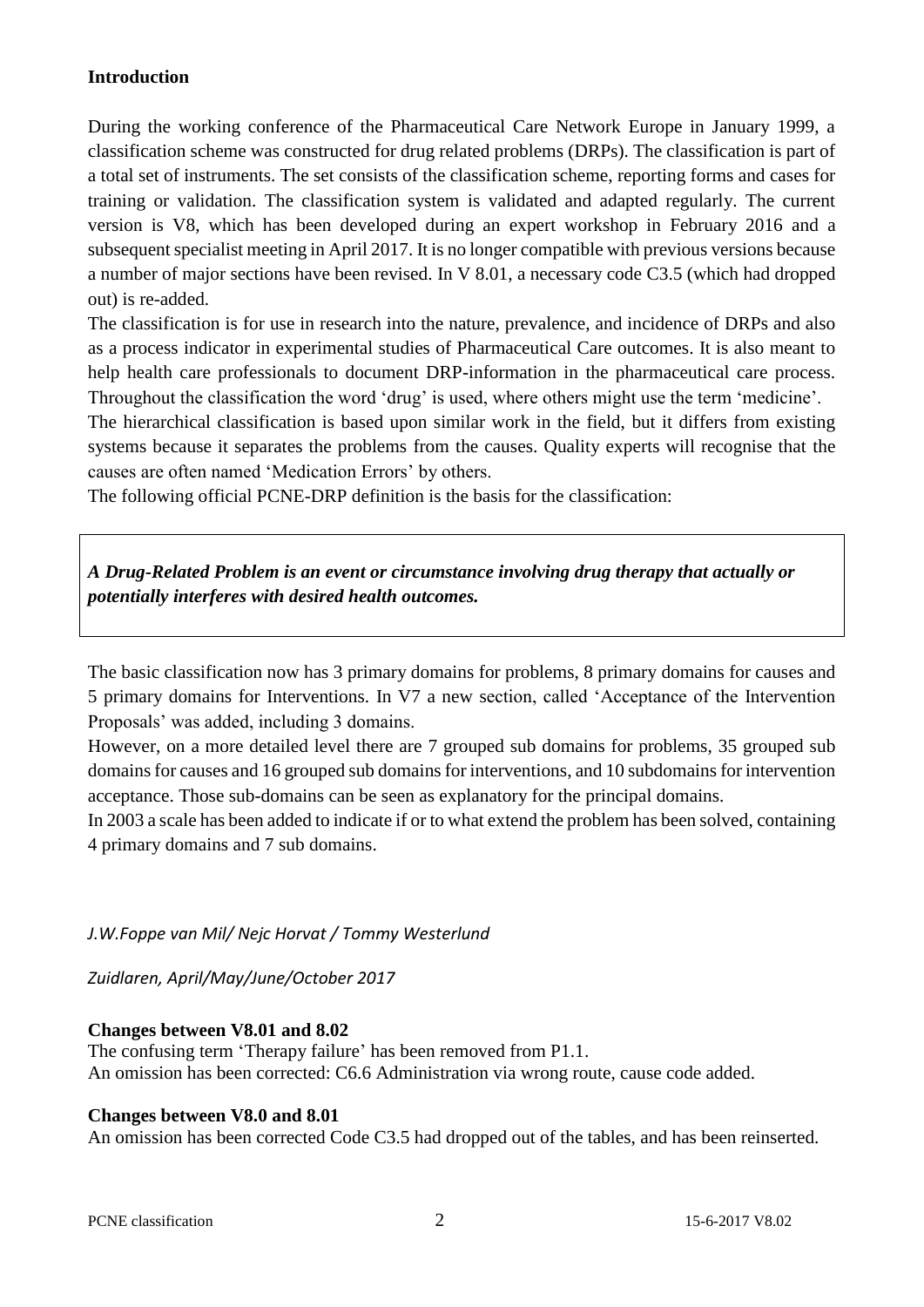## Introduction

During the working conference of the Pharmaceutical Care Network Europe in January 1999, a classification scheme was constructed for drug related problems (DRPs). The classification is part of a total set of instruments. The set consists of the classification scheme, reporting forms and cases for training or validation. The classification system is validated and adapted regularly. The current version is V8, which has been developed during an expert workshop in February 2016 and a subsequent specialist meeting in April 2017. It is no longer compatible with previous versions because a number of major sections have been revised. In V 8.01, a necessary code C3.5 (which had dropped out) is re-added.

The classification is for use in research into the nature, prevalence, and incidence of DRPs and also as a process indicator in experimental studies of Pharmaceutical Care outcomes. It is also meant to help health care professionals to document DRP-information in the pharmaceutical care process. Throughout the classification the word 'drug' is used, where others might use the term 'medicine'.

The hierarchical classification is based upon similar work in the field, but it differs from existing systems because it separates the problems from the causes. Quality experts will recognise that the causes are often named 'Medication Errors' by others.

The following official PCNE-DRP definition is the basis for the classification:

> ***A Drug-Related Problem is an event or circumstance involving drug therapy that actually or potentially interferes with desired health outcomes.***

The basic classification now has 3 primary domains for problems, 8 primary domains for causes and 5 primary domains for Interventions. In V7 a new section, called 'Acceptance of the Intervention Proposals' was added, including 3 domains.

However, on a more detailed level there are 7 grouped sub domains for problems, 35 grouped sub domains for causes and 16 grouped sub domains for interventions, and 10 subdomains for intervention acceptance. Those sub-domains can be seen as explanatory for the principal domains.

In 2003 a scale has been added to indicate if or to what extend the problem has been solved, containing 4 primary domains and 7 sub domains.

*J.W.Foppe van Mil/ Nejc Horvat / Tommy Westerlund*

*Zuidlaren, April/May/June/October 2017*

**Changes between V8.01 and 8.02**

The confusing term 'Therapy failure' has been removed from P1.1.

An omission has been corrected: C6.6 Administration via wrong route, cause code added.

**Changes between V8.0 and 8.01**

An omission has been corrected Code C3.5 had dropped out of the tables, and has been reinserted.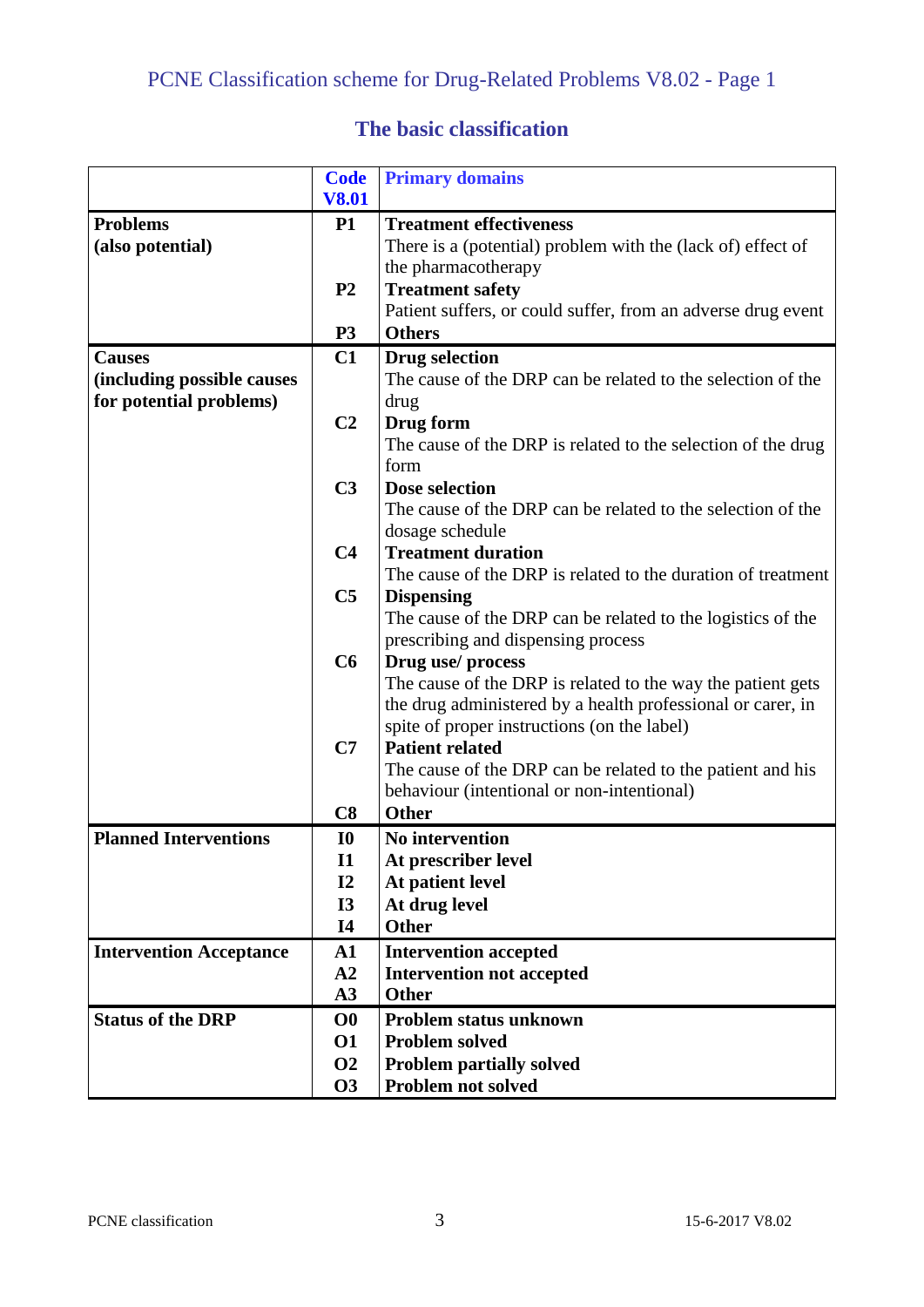PCNE Classification scheme for Drug-Related Problems V8.02 - Page 1

## The basic classification

| | Code V8.01 | Primary domains |
|---|---|---|
| **Problems (also potential)** | **P1** | **Treatment effectiveness** There is a (potential) problem with the (lack of) effect of the pharmacotherapy |
| | **P2** | **Treatment safety** Patient suffers, or could suffer, from an adverse drug event |
| | **P3** | **Others** |
| **Causes (including possible causes for potential problems)** | **C1** | **Drug selection** The cause of the DRP can be related to the selection of the drug |
| | **C2** | **Drug form** The cause of the DRP is related to the selection of the drug form |
| | **C3** | **Dose selection** The cause of the DRP can be related to the selection of the dosage schedule |
| | **C4** | **Treatment duration** The cause of the DRP is related to the duration of treatment |
| | **C5** | **Dispensing** The cause of the DRP can be related to the logistics of the prescribing and dispensing process |
| | **C6** | **Drug use/ process** The cause of the DRP is related to the way the patient gets the drug administered by a health professional or carer, in spite of proper instructions (on the label) |
| | **C7** | **Patient related** The cause of the DRP can be related to the patient and his behaviour (intentional or non-intentional) |
| | **C8** | **Other** |
| **Planned Interventions** | **I0** | **No intervention** |
| | **I1** | **At prescriber level** |
| | **I2** | **At patient level** |
| | **I3** | **At drug level** |
| | **I4** | **Other** |
| **Intervention Acceptance** | **A1** | **Intervention accepted** |
| | **A2** | **Intervention not accepted** |
| | **A3** | **Other** |
| **Status of the DRP** | **O0** | **Problem status unknown** |
| | **O1** | **Problem solved** |
| | **O2** | **Problem partially solved** |
| | **O3** | **Problem not solved** |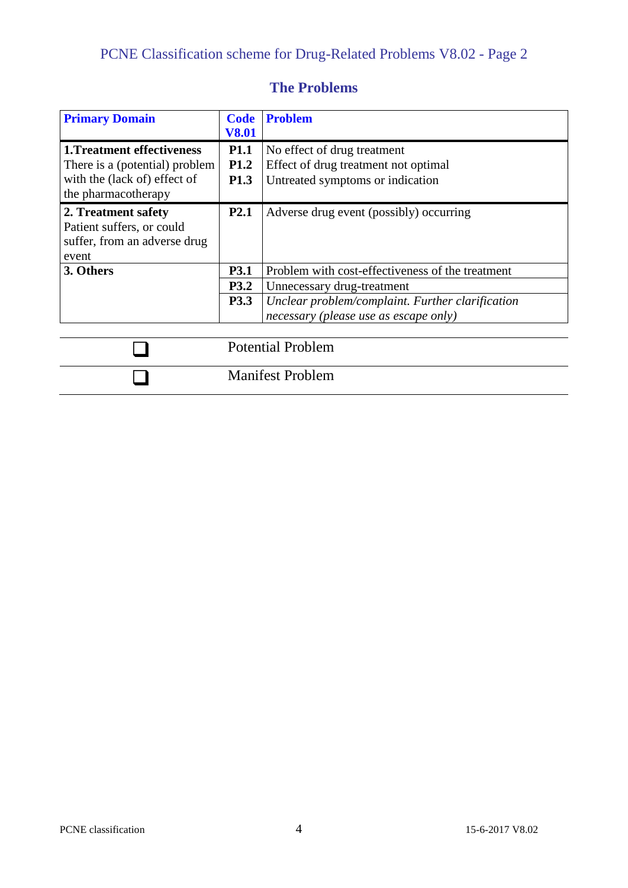## The Problems

| Primary Domain | Code V8.01 | Problem |
|---|---|---|
| **1.Treatment effectiveness** There is a (potential) problem with the (lack of) effect of the pharmacotherapy | **P1.1** | No effect of drug treatment |
| | **P1.2** | Effect of drug treatment not optimal |
| | **P1.3** | Untreated symptoms or indication |
| **2. Treatment safety** Patient suffers, or could suffer, from an adverse drug event | **P2.1** | Adverse drug event (possibly) occurring |
| **3. Others** | **P3.1** | Problem with cost-effectiveness of the treatment |
| | **P3.2** | Unnecessary drug-treatment |
| | **P3.3** | *Unclear problem/complaint. Further clarification necessary (please use as escape only)* |

| | |
|---|---|
| ☐ | Potential Problem |
| ☐ | Manifest Problem |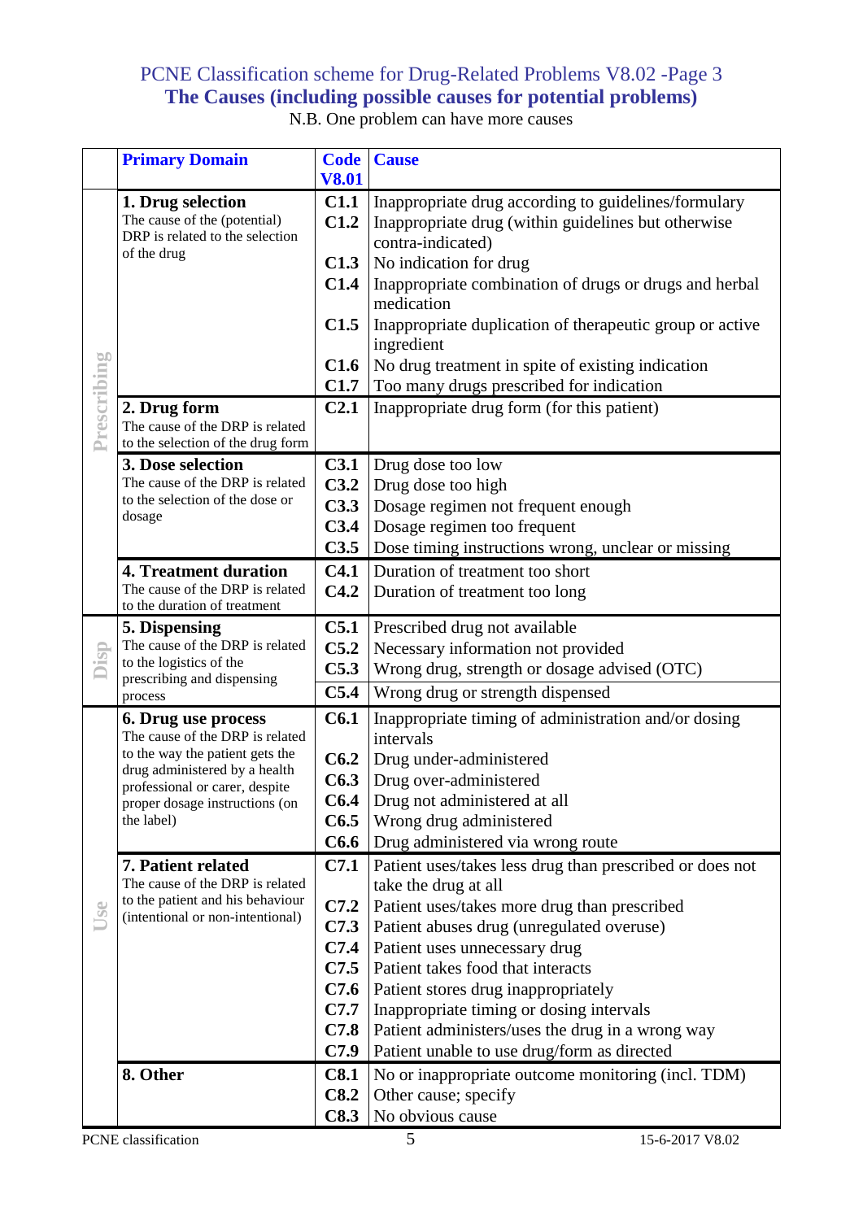## PCNE Classification scheme for Drug-Related Problems V8.02 -Page 3

## The Causes (including possible causes for potential problems)

N.B. One problem can have more causes

| | Primary Domain | Code V8.01 | Cause |
|---|---|---|---|
| Prescribing | **1. Drug selection** The cause of the (potential) DRP is related to the selection of the drug | **C1.1** | Inappropriate drug according to guidelines/formulary |
| | | **C1.2** | Inappropriate drug (within guidelines but otherwise contra-indicated) |
| | | **C1.3** | No indication for drug |
| | | **C1.4** | Inappropriate combination of drugs or drugs and herbal medication |
| | | **C1.5** | Inappropriate duplication of therapeutic group or active ingredient |
| | | **C1.6** | No drug treatment in spite of existing indication |
| | | **C1.7** | Too many drugs prescribed for indication |
| | **2. Drug form** The cause of the DRP is related to the selection of the drug form | **C2.1** | Inappropriate drug form (for this patient) |
| | **3. Dose selection** The cause of the DRP is related to the selection of the dose or dosage | **C3.1** | Drug dose too low |
| | | **C3.2** | Drug dose too high |
| | | **C3.3** | Dosage regimen not frequent enough |
| | | **C3.4** | Dosage regimen too frequent |
| | | **C3.5** | Dose timing instructions wrong, unclear or missing |
| | **4. Treatment duration** The cause of the DRP is related to the duration of treatment | **C4.1** | Duration of treatment too short |
| | | **C4.2** | Duration of treatment too long |
| Disp | **5. Dispensing** The cause of the DRP is related to the logistics of the prescribing and dispensing process | **C5.1** | Prescribed drug not available |
| | | **C5.2** | Necessary information not provided |
| | | **C5.3** | Wrong drug, strength or dosage advised (OTC) |
| | | **C5.4** | Wrong drug or strength dispensed |
| Use | **6. Drug use process** The cause of the DRP is related to the way the patient gets the drug administered by a health professional or carer, despite proper dosage instructions (on the label) | **C6.1** | Inappropriate timing of administration and/or dosing intervals |
| | | **C6.2** | Drug under-administered |
| | | **C6.3** | Drug over-administered |
| | | **C6.4** | Drug not administered at all |
| | | **C6.5** | Wrong drug administered |
| | | **C6.6** | Drug administered via wrong route |
| | **7. Patient related** The cause of the DRP is related to the patient and his behaviour (intentional or non-intentional) | **C7.1** | Patient uses/takes less drug than prescribed or does not take the drug at all |
| | | **C7.2** | Patient uses/takes more drug than prescribed |
| | | **C7.3** | Patient abuses drug (unregulated overuse) |
| | | **C7.4** | Patient uses unnecessary drug |
| | | **C7.5** | Patient takes food that interacts |
| | | **C7.6** | Patient stores drug inappropriately |
| | | **C7.7** | Inappropriate timing or dosing intervals |
| | | **C7.8** | Patient administers/uses the drug in a wrong way |
| | | **C7.9** | Patient unable to use drug/form as directed |
| | **8. Other** | **C8.1** | No or inappropriate outcome monitoring (incl. TDM) |
| | | **C8.2** | Other cause; specify |
| | | **C8.3** | No obvious cause |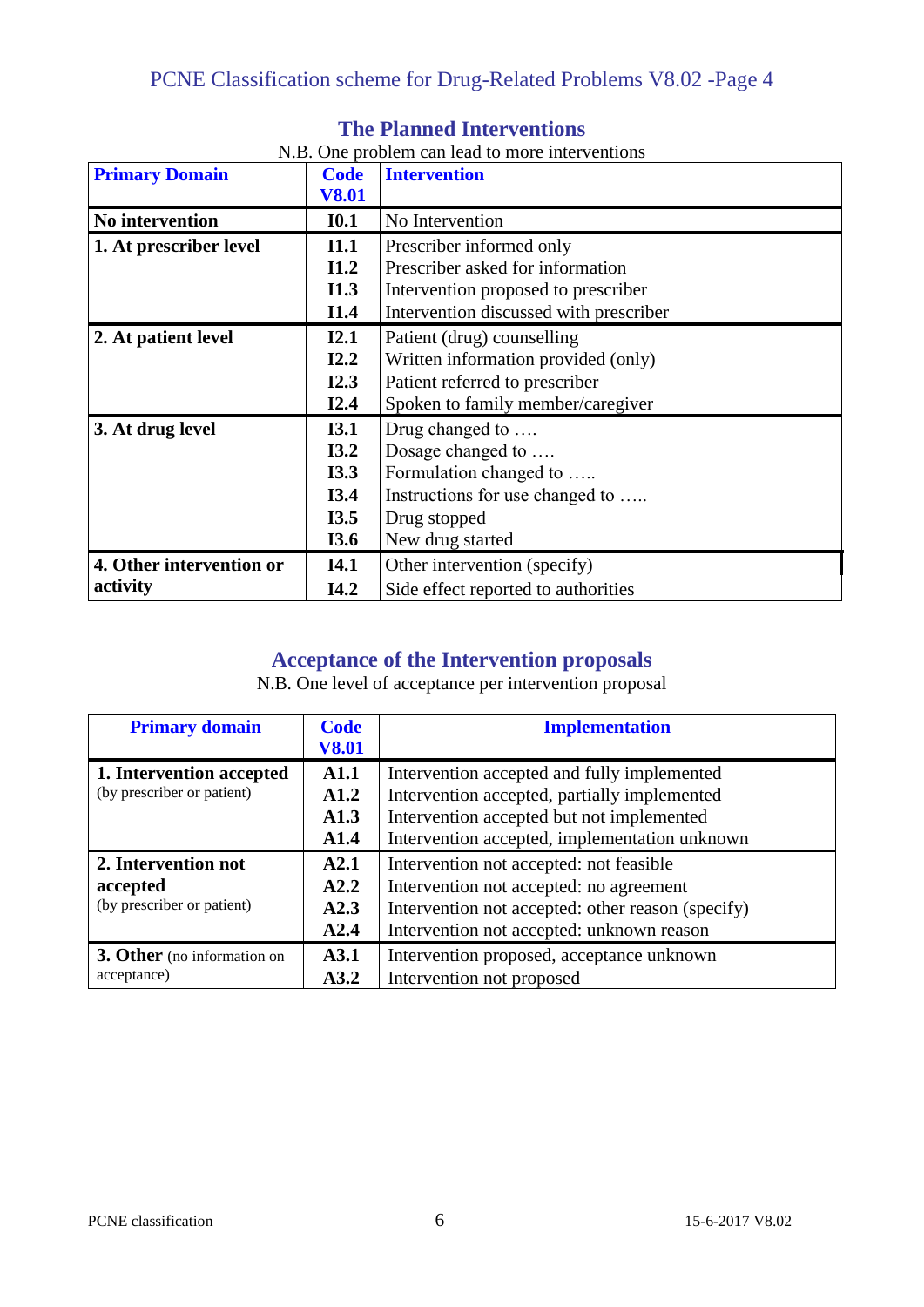## The Planned Interventions

N.B. One problem can lead to more interventions

| Primary Domain | Code V8.01 | Intervention |
|---|---|---|
| **No intervention** | **I0.1** | No Intervention |
| **1. At prescriber level** | **I1.1** | Prescriber informed only |
| | **I1.2** | Prescriber asked for information |
| | **I1.3** | Intervention proposed to prescriber |
| | **I1.4** | Intervention discussed with prescriber |
| **2. At patient level** | **I2.1** | Patient (drug) counselling |
| | **I2.2** | Written information provided (only) |
| | **I2.3** | Patient referred to prescriber |
| | **I2.4** | Spoken to family member/caregiver |
| **3. At drug level** | **I3.1** | Drug changed to …. |
| | **I3.2** | Dosage changed to …. |
| | **I3.3** | Formulation changed to ….. |
| | **I3.4** | Instructions for use changed to ….. |
| | **I3.5** | Drug stopped |
| | **I3.6** | New drug started |
| **4. Other intervention or activity** | **I4.1** | Other intervention (specify) |
| | **I4.2** | Side effect reported to authorities |

## Acceptance of the Intervention proposals

N.B. One level of acceptance per intervention proposal

| Primary domain | Code V8.01 | Implementation |
|---|---|---|
| **1. Intervention accepted** (by prescriber or patient) | **A1.1** | Intervention accepted and fully implemented |
| | **A1.2** | Intervention accepted, partially implemented |
| | **A1.3** | Intervention accepted but not implemented |
| | **A1.4** | Intervention accepted, implementation unknown |
| **2. Intervention not accepted** (by prescriber or patient) | **A2.1** | Intervention not accepted: not feasible |
| | **A2.2** | Intervention not accepted: no agreement |
| | **A2.3** | Intervention not accepted: other reason (specify) |
| | **A2.4** | Intervention not accepted: unknown reason |
| **3. Other** (no information on acceptance) | **A3.1** | Intervention proposed, acceptance unknown |
| | **A3.2** | Intervention not proposed |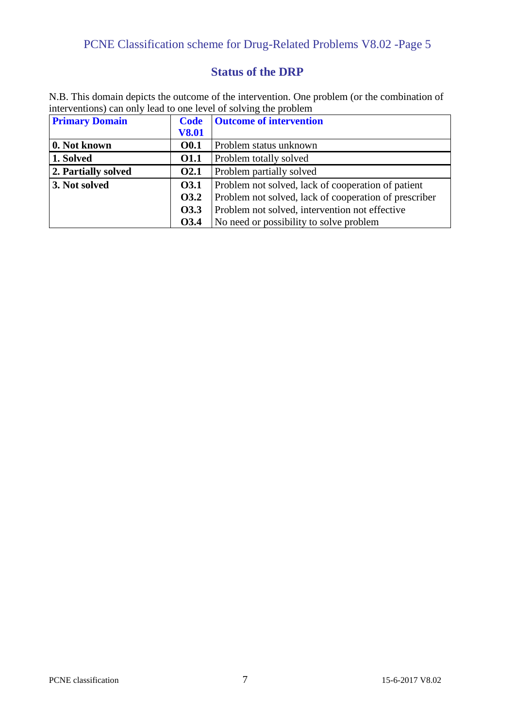## Status of the DRP

N.B. This domain depicts the outcome of the intervention. One problem (or the combination of interventions) can only lead to one level of solving the problem

| Primary Domain | Code V8.01 | Outcome of intervention |
|---|---|---|
| **0. Not known** | **O0.1** | Problem status unknown |
| **1. Solved** | **O1.1** | Problem totally solved |
| **2. Partially solved** | **O2.1** | Problem partially solved |
| **3. Not solved** | **O3.1** | Problem not solved, lack of cooperation of patient |
| | **O3.2** | Problem not solved, lack of cooperation of prescriber |
| | **O3.3** | Problem not solved, intervention not effective |
| | **O3.4** | No need or possibility to solve problem |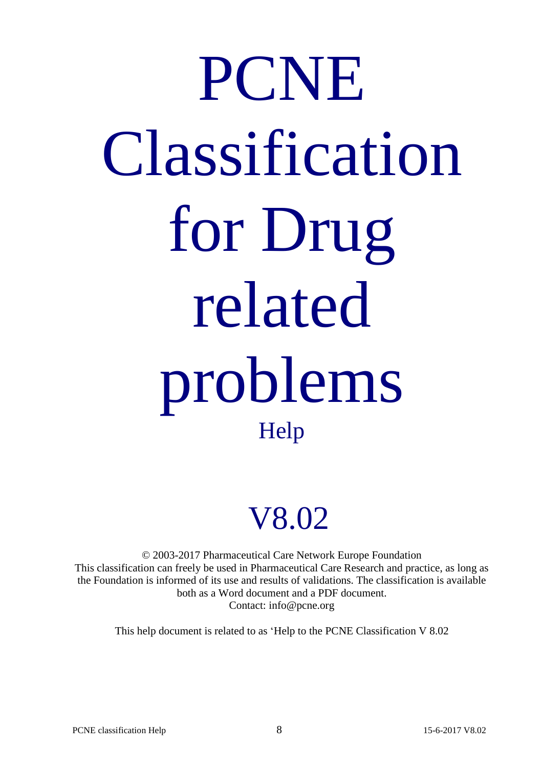# PCNE Classification for Drug related problems

## Help

## V8.02

© 2003-2017 Pharmaceutical Care Network Europe Foundation
This classification can freely be used in Pharmaceutical Care Research and practice, as long as the Foundation is informed of its use and results of validations. The classification is available both as a Word document and a PDF document.
Contact: info@pcne.org

This help document is related to as 'Help to the PCNE Classification V 8.02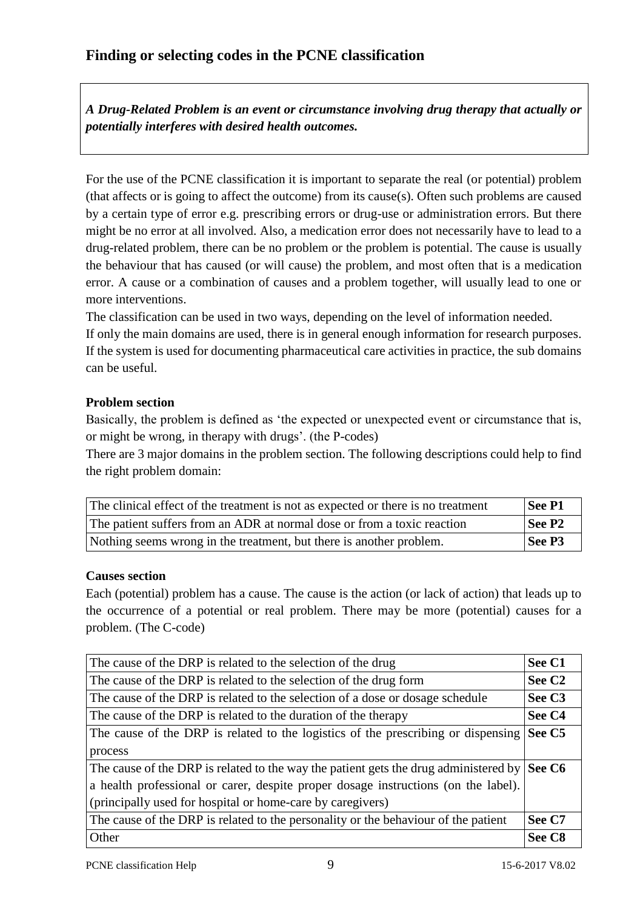## Finding or selecting codes in the PCNE classification

> ***A Drug-Related Problem is an event or circumstance involving drug therapy that actually or potentially interferes with desired health outcomes.***

For the use of the PCNE classification it is important to separate the real (or potential) problem (that affects or is going to affect the outcome) from its cause(s). Often such problems are caused by a certain type of error e.g. prescribing errors or drug-use or administration errors. But there might be no error at all involved. Also, a medication error does not necessarily have to lead to a drug-related problem, there can be no problem or the problem is potential. The cause is usually the behaviour that has caused (or will cause) the problem, and most often that is a medication error. A cause or a combination of causes and a problem together, will usually lead to one or more interventions.

The classification can be used in two ways, depending on the level of information needed.

If only the main domains are used, there is in general enough information for research purposes. If the system is used for documenting pharmaceutical care activities in practice, the sub domains can be useful.

**Problem section**

Basically, the problem is defined as 'the expected or unexpected event or circumstance that is, or might be wrong, in therapy with drugs'. (the P-codes)

There are 3 major domains in the problem section. The following descriptions could help to find the right problem domain:

| | |
|---|---|
| The clinical effect of the treatment is not as expected or there is no treatment | **See P1** |
| The patient suffers from an ADR at normal dose or from a toxic reaction | **See P2** |
| Nothing seems wrong in the treatment, but there is another problem. | **See P3** |

**Causes section**

Each (potential) problem has a cause. The cause is the action (or lack of action) that leads up to the occurrence of a potential or real problem. There may be more (potential) causes for a problem. (The C-code)

| | |
|---|---|
| The cause of the DRP is related to the selection of the drug | **See C1** |
| The cause of the DRP is related to the selection of the drug form | **See C2** |
| The cause of the DRP is related to the selection of a dose or dosage schedule | **See C3** |
| The cause of the DRP is related to the duration of the therapy | **See C4** |
| The cause of the DRP is related to the logistics of the prescribing or dispensing process | **See C5** |
| The cause of the DRP is related to the way the patient gets the drug administered by a health professional or carer, despite proper dosage instructions (on the label). (principally used for hospital or home-care by caregivers) | **See C6** |
| The cause of the DRP is related to the personality or the behaviour of the patient | **See C7** |
| Other | **See C8** |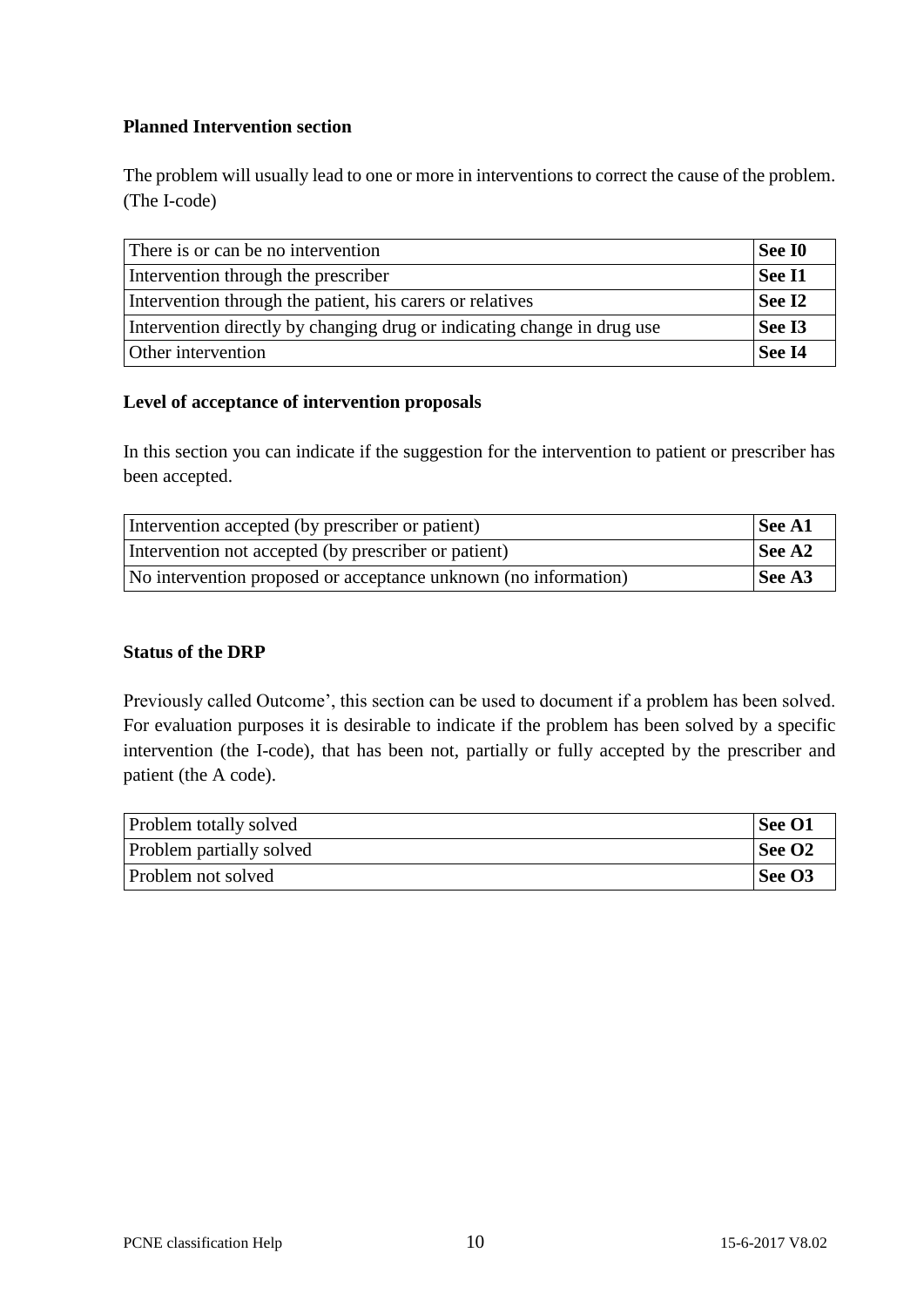**Planned Intervention section**

The problem will usually lead to one or more in interventions to correct the cause of the problem. (The I-code)

| | |
|---|---|
| There is or can be no intervention | **See I0** |
| Intervention through the prescriber | **See I1** |
| Intervention through the patient, his carers or relatives | **See I2** |
| Intervention directly by changing drug or indicating change in drug use | **See I3** |
| Other intervention | **See I4** |

**Level of acceptance of intervention proposals**

In this section you can indicate if the suggestion for the intervention to patient or prescriber has been accepted.

| | |
|---|---|
| Intervention accepted (by prescriber or patient) | **See A1** |
| Intervention not accepted (by prescriber or patient) | **See A2** |
| No intervention proposed or acceptance unknown (no information) | **See A3** |

**Status of the DRP**

Previously called Outcome', this section can be used to document if a problem has been solved. For evaluation purposes it is desirable to indicate if the problem has been solved by a specific intervention (the I-code), that has been not, partially or fully accepted by the prescriber and patient (the A code).

| | |
|---|---|
| Problem totally solved | **See O1** |
| Problem partially solved | **See O2** |
| Problem not solved | **See O3** |